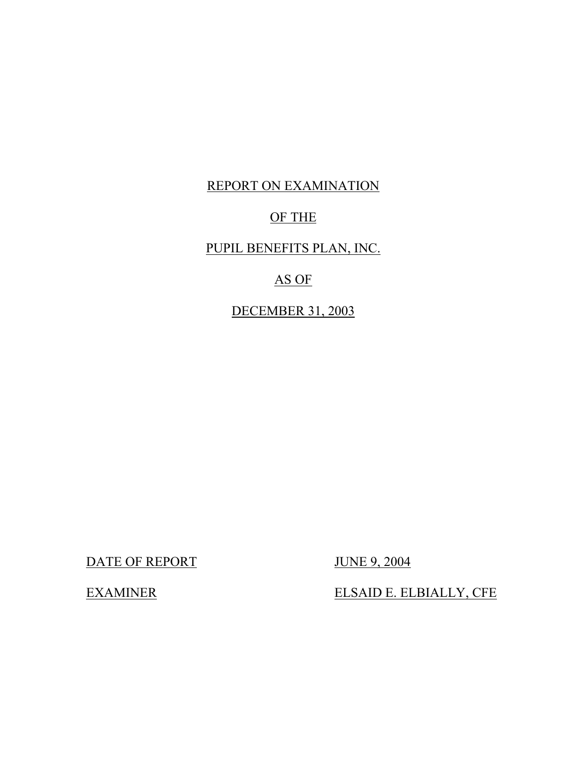# REPORT ON EXAMINATION

# OF THE

# PUPIL BENEFITS PLAN, INC.

# AS OF

# DECEMBER 31, 2003

DATE OF REPORT: JUNE 9, 2004

EXAMINER: ELSAID E. ELBIALLY, CFE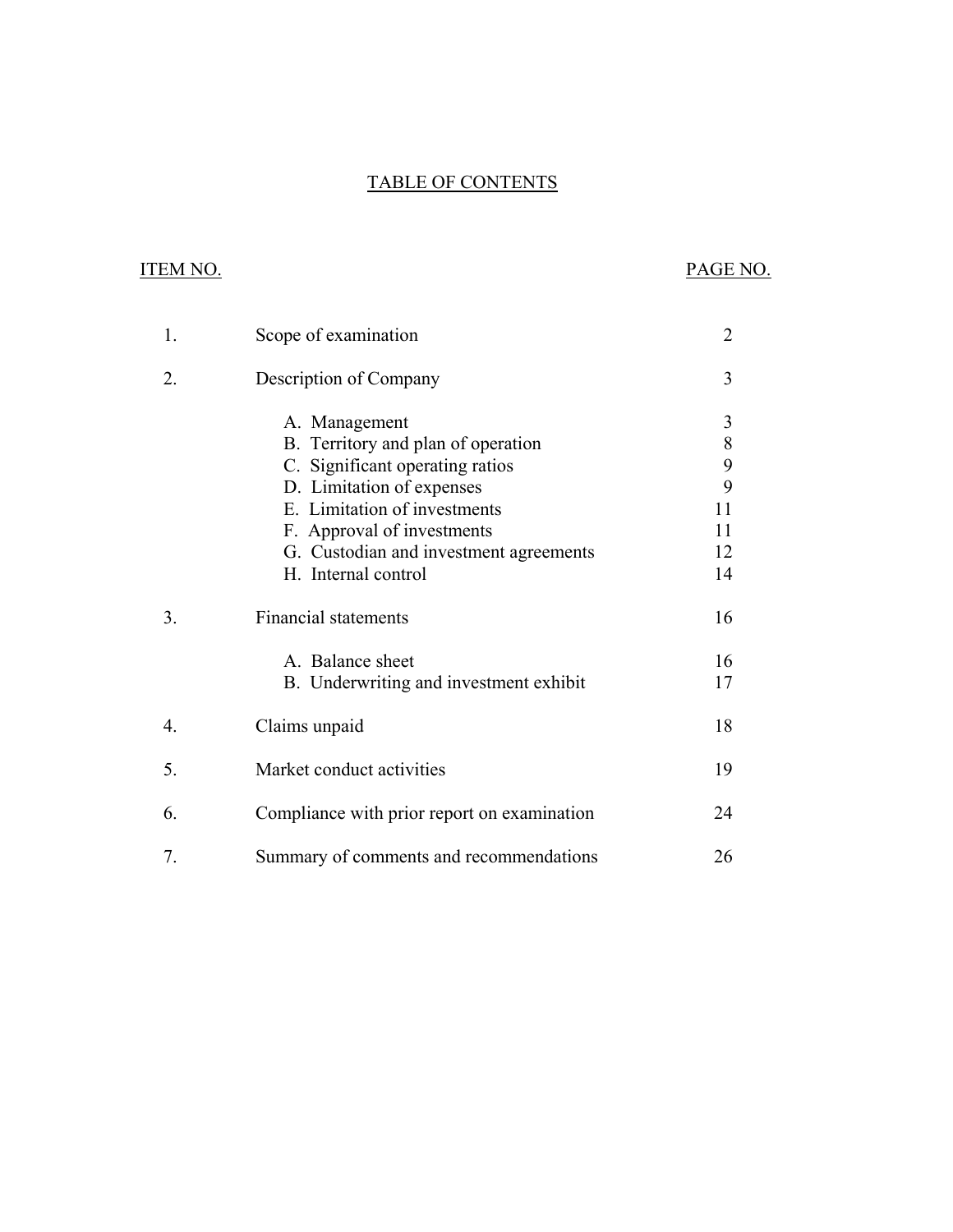# TABLE OF CONTENTS

| ITEM NO. | | PAGE NO. |
|---|---|---|
| 1. | Scope of examination | 2 |
| 2. | Description of Company | 3 |
| | A. Management | 3 |
| | B. Territory and plan of operation | 8 |
| | C. Significant operating ratios | 9 |
| | D. Limitation of expenses | 9 |
| | E. Limitation of investments | 11 |
| | F. Approval of investments | 11 |
| | G. Custodian and investment agreements | 12 |
| | H. Internal control | 14 |
| 3. | Financial statements | 16 |
| | A. Balance sheet | 16 |
| | B. Underwriting and investment exhibit | 17 |
| 4. | Claims unpaid | 18 |
| 5. | Market conduct activities | 19 |
| 6. | Compliance with prior report on examination | 24 |
| 7. | Summary of comments and recommendations | 26 |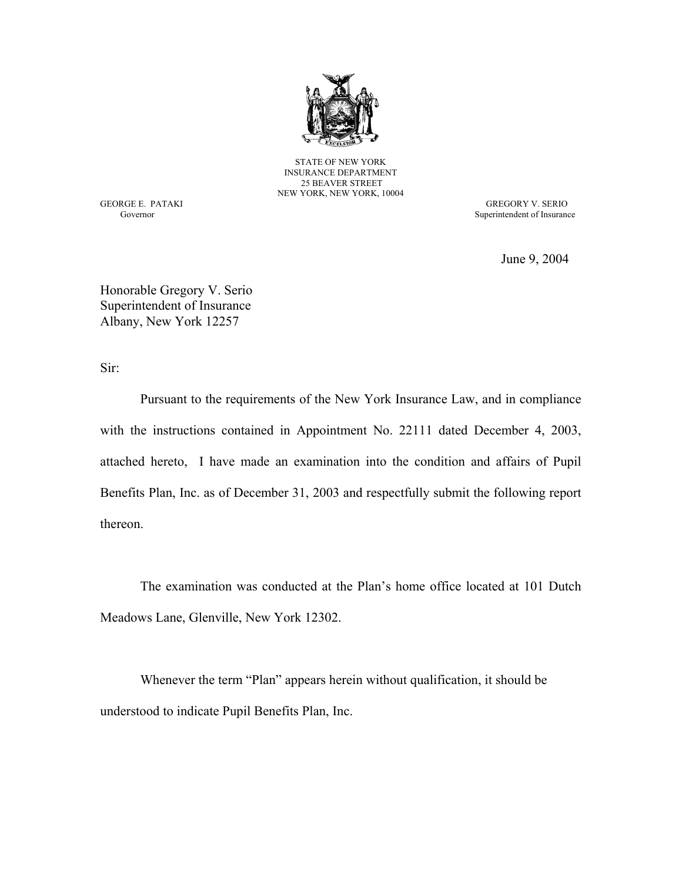STATE OF NEW YORK
INSURANCE DEPARTMENT
25 BEAVER STREET
NEW YORK, NEW YORK, 10004

GEORGE E. PATAKI
Governor

GREGORY V. SERIO
Superintendent of Insurance

June 9, 2004

Honorable Gregory V. Serio
Superintendent of Insurance
Albany, New York 12257

Sir:

Pursuant to the requirements of the New York Insurance Law, and in compliance with the instructions contained in Appointment No. 22111 dated December 4, 2003, attached hereto, I have made an examination into the condition and affairs of Pupil Benefits Plan, Inc. as of December 31, 2003 and respectfully submit the following report thereon.

The examination was conducted at the Plan's home office located at 101 Dutch Meadows Lane, Glenville, New York 12302.

Whenever the term "Plan" appears herein without qualification, it should be understood to indicate Pupil Benefits Plan, Inc.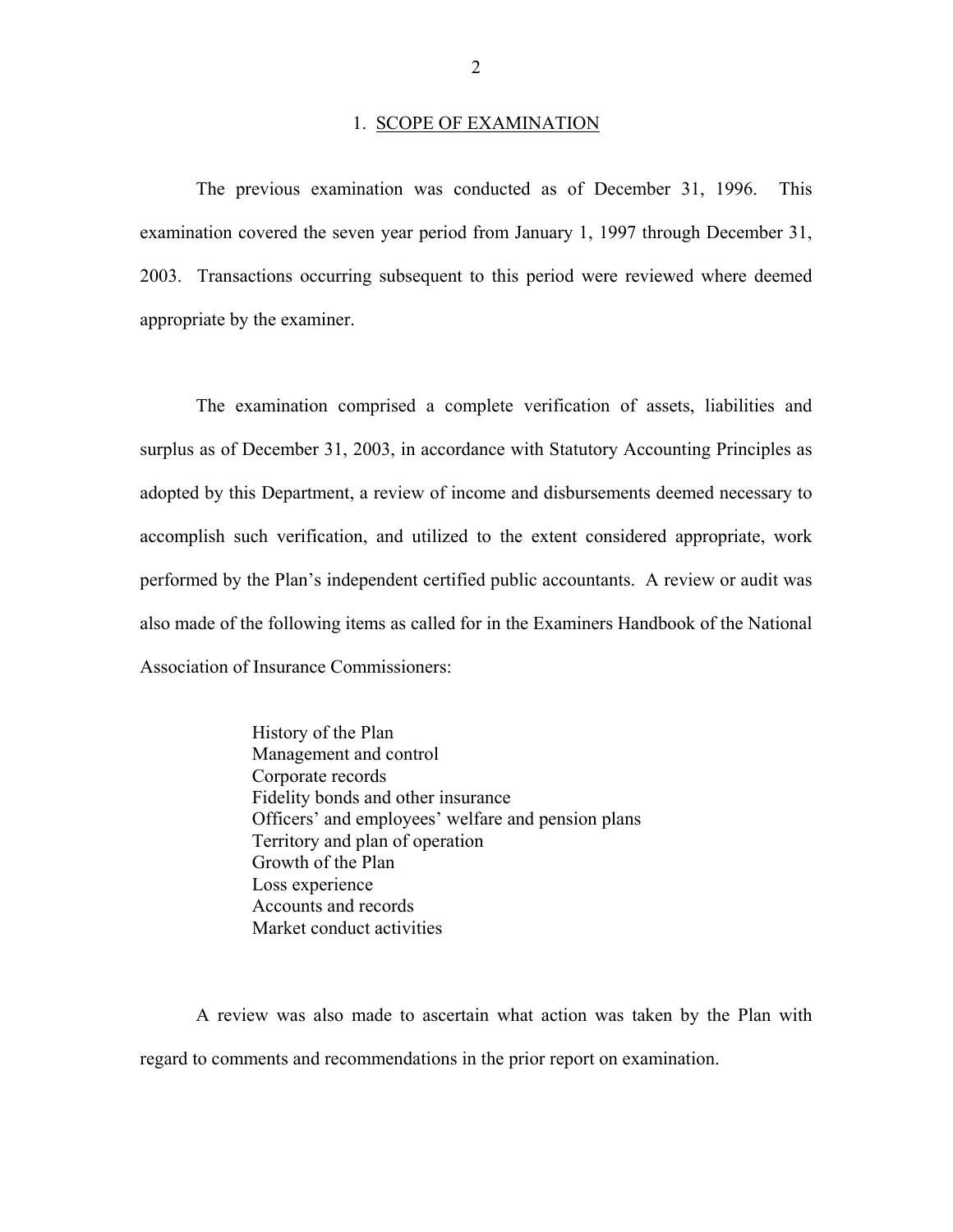## 1. SCOPE OF EXAMINATION

The previous examination was conducted as of December 31, 1996. This examination covered the seven year period from January 1, 1997 through December 31, 2003. Transactions occurring subsequent to this period were reviewed where deemed appropriate by the examiner.

The examination comprised a complete verification of assets, liabilities and surplus as of December 31, 2003, in accordance with Statutory Accounting Principles as adopted by this Department, a review of income and disbursements deemed necessary to accomplish such verification, and utilized to the extent considered appropriate, work performed by the Plan's independent certified public accountants. A review or audit was also made of the following items as called for in the Examiners Handbook of the National Association of Insurance Commissioners:

- History of the Plan
- Management and control
- Corporate records
- Fidelity bonds and other insurance
- Officers' and employees' welfare and pension plans
- Territory and plan of operation
- Growth of the Plan
- Loss experience
- Accounts and records
- Market conduct activities

A review was also made to ascertain what action was taken by the Plan with regard to comments and recommendations in the prior report on examination.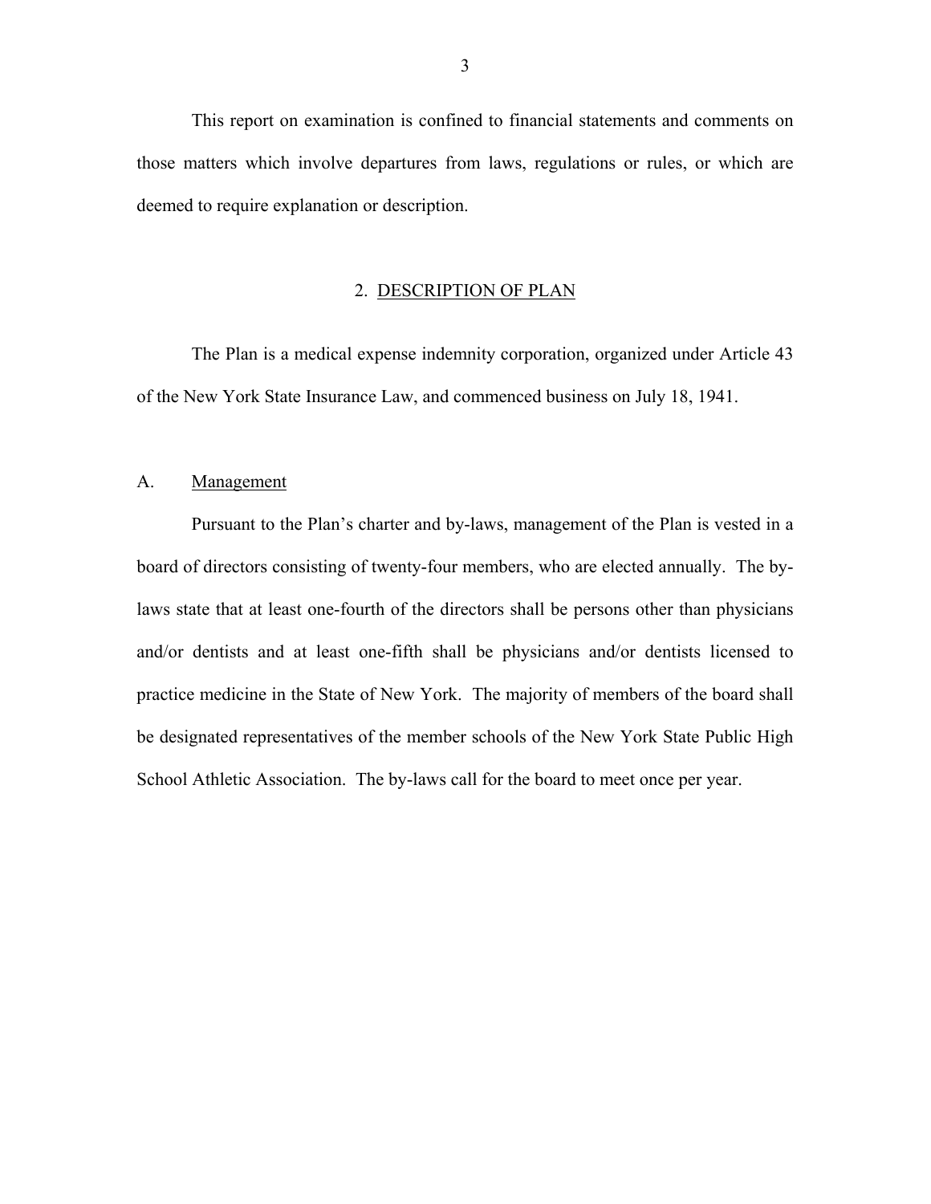This report on examination is confined to financial statements and comments on those matters which involve departures from laws, regulations or rules, or which are deemed to require explanation or description.

## 2. DESCRIPTION OF PLAN

The Plan is a medical expense indemnity corporation, organized under Article 43 of the New York State Insurance Law, and commenced business on July 18, 1941.

### A. Management

Pursuant to the Plan's charter and by-laws, management of the Plan is vested in a board of directors consisting of twenty-four members, who are elected annually. The by-laws state that at least one-fourth of the directors shall be persons other than physicians and/or dentists and at least one-fifth shall be physicians and/or dentists licensed to practice medicine in the State of New York. The majority of members of the board shall be designated representatives of the member schools of the New York State Public High School Athletic Association. The by-laws call for the board to meet once per year.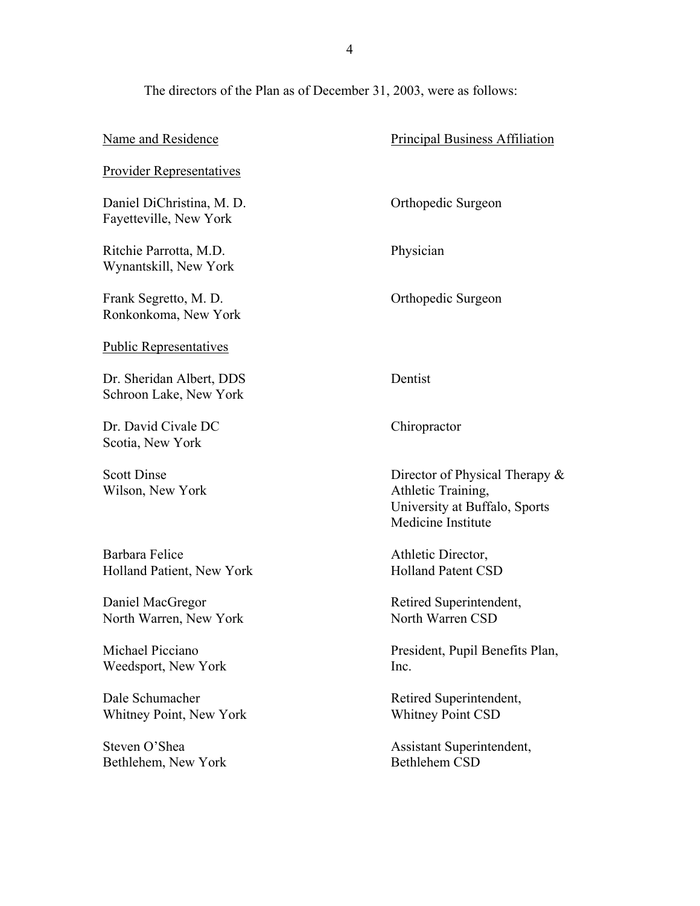The directors of the Plan as of December 31, 2003, were as follows:

| Name and Residence | Principal Business Affiliation |
| --- | --- |
| Provider Representatives | |
| Daniel DiChristina, M. D.<br>Fayetteville, New York | Orthopedic Surgeon |
| Ritchie Parrotta, M.D.<br>Wynantskill, New York | Physician |
| Frank Segretto, M. D.<br>Ronkonkoma, New York | Orthopedic Surgeon |
| Public Representatives | |
| Dr. Sheridan Albert, DDS<br>Schroon Lake, New York | Dentist |
| Dr. David Civale DC<br>Scotia, New York | Chiropractor |
| Scott Dinse<br>Wilson, New York | Director of Physical Therapy & Athletic Training, University at Buffalo, Sports Medicine Institute |
| Barbara Felice<br>Holland Patient, New York | Athletic Director, Holland Patent CSD |
| Daniel MacGregor<br>North Warren, New York | Retired Superintendent, North Warren CSD |
| Michael Picciano<br>Weedsport, New York | President, Pupil Benefits Plan, Inc. |
| Dale Schumacher<br>Whitney Point, New York | Retired Superintendent, Whitney Point CSD |
| Steven O'Shea<br>Bethlehem, New York | Assistant Superintendent, Bethlehem CSD |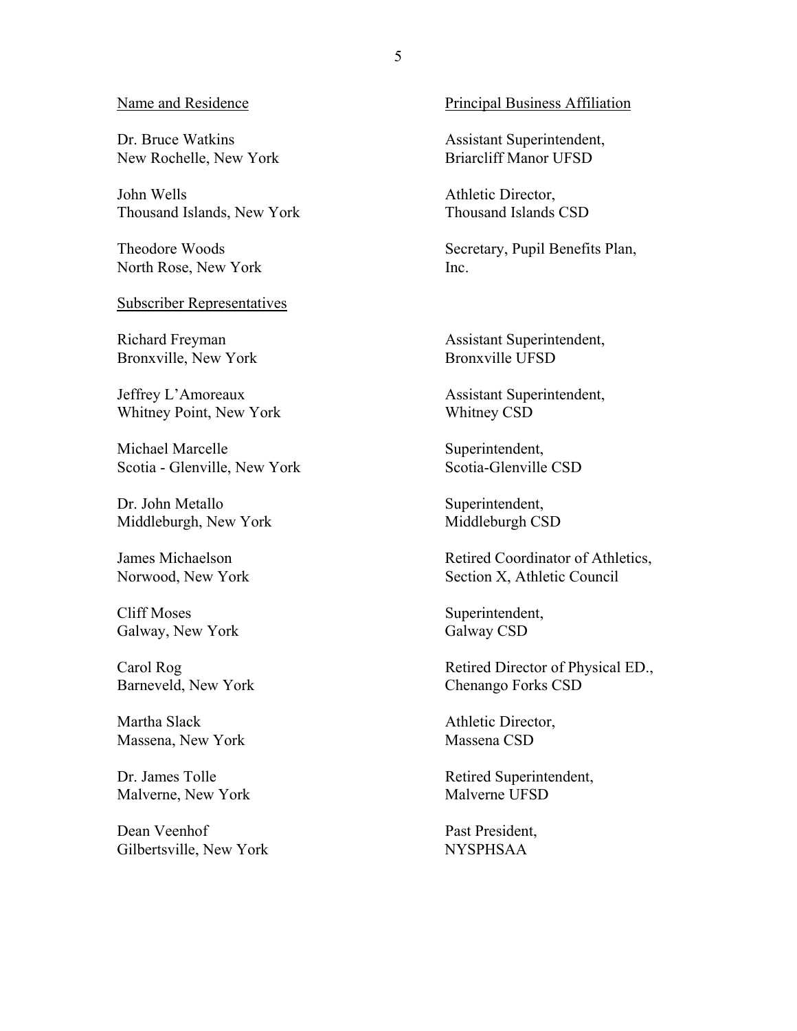| Name and Residence | Principal Business Affiliation |
|---|---|
| Dr. Bruce Watkins<br>New Rochelle, New York | Assistant Superintendent,<br>Briarcliff Manor UFSD |
| John Wells<br>Thousand Islands, New York | Athletic Director,<br>Thousand Islands CSD |
| Theodore Woods<br>North Rose, New York | Secretary, Pupil Benefits Plan,<br>Inc. |
| Subscriber Representatives | |
| Richard Freyman<br>Bronxville, New York | Assistant Superintendent,<br>Bronxville UFSD |
| Jeffrey L'Amoreaux<br>Whitney Point, New York | Assistant Superintendent,<br>Whitney CSD |
| Michael Marcelle<br>Scotia - Glenville, New York | Superintendent,<br>Scotia-Glenville CSD |
| Dr. John Metallo<br>Middleburgh, New York | Superintendent,<br>Middleburgh CSD |
| James Michaelson<br>Norwood, New York | Retired Coordinator of Athletics,<br>Section X, Athletic Council |
| Cliff Moses<br>Galway, New York | Superintendent,<br>Galway CSD |
| Carol Rog<br>Barneveld, New York | Retired Director of Physical ED.,<br>Chenango Forks CSD |
| Martha Slack<br>Massena, New York | Athletic Director,<br>Massena CSD |
| Dr. James Tolle<br>Malverne, New York | Retired Superintendent,<br>Malverne UFSD |
| Dean Veenhof<br>Gilbertsville, New York | Past President,<br>NYSPHSAA |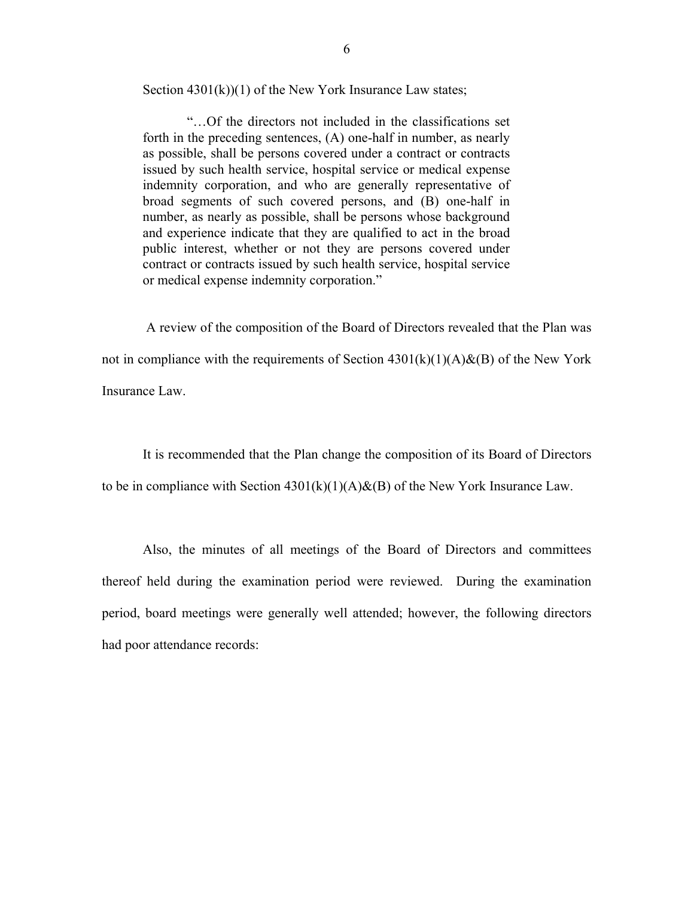Section 4301(k))(1) of the New York Insurance Law states;

> "…Of the directors not included in the classifications set forth in the preceding sentences, (A) one-half in number, as nearly as possible, shall be persons covered under a contract or contracts issued by such health service, hospital service or medical expense indemnity corporation, and who are generally representative of broad segments of such covered persons, and (B) one-half in number, as nearly as possible, shall be persons whose background and experience indicate that they are qualified to act in the broad public interest, whether or not they are persons covered under contract or contracts issued by such health service, hospital service or medical expense indemnity corporation."

A review of the composition of the Board of Directors revealed that the Plan was not in compliance with the requirements of Section 4301(k)(1)(A)&(B) of the New York Insurance Law.

It is recommended that the Plan change the composition of its Board of Directors to be in compliance with Section 4301(k)(1)(A)&(B) of the New York Insurance Law.

Also, the minutes of all meetings of the Board of Directors and committees thereof held during the examination period were reviewed. During the examination period, board meetings were generally well attended; however, the following directors had poor attendance records: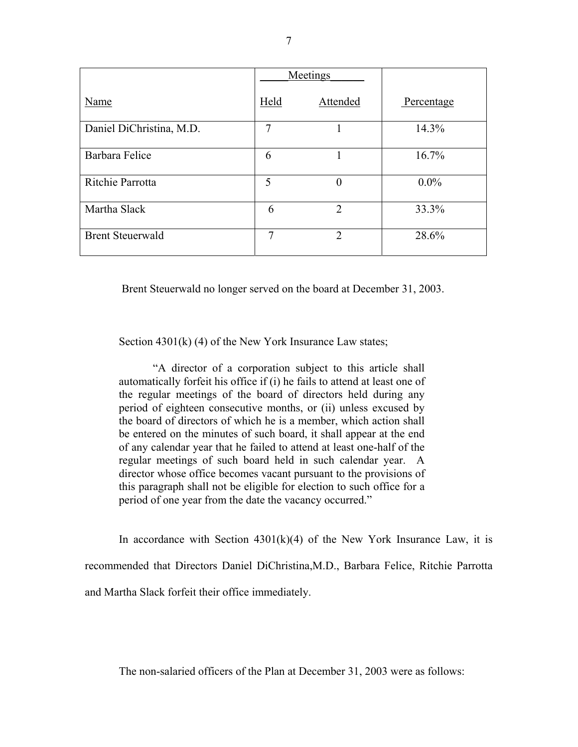| Name | Meetings Held | Attended | Percentage |
|---|---|---|---|
| Daniel DiChristina, M.D. | 7 | 1 | 14.3% |
| Barbara Felice | 6 | 1 | 16.7% |
| Ritchie Parrotta | 5 | 0 | 0.0% |
| Martha Slack | 6 | 2 | 33.3% |
| Brent Steuerwald | 7 | 2 | 28.6% |

Brent Steuerwald no longer served on the board at December 31, 2003.

Section 4301(k) (4) of the New York Insurance Law states;

> "A director of a corporation subject to this article shall automatically forfeit his office if (i) he fails to attend at least one of the regular meetings of the board of directors held during any period of eighteen consecutive months, or (ii) unless excused by the board of directors of which he is a member, which action shall be entered on the minutes of such board, it shall appear at the end of any calendar year that he failed to attend at least one-half of the regular meetings of such board held in such calendar year. A director whose office becomes vacant pursuant to the provisions of this paragraph shall not be eligible for election to such office for a period of one year from the date the vacancy occurred."

In accordance with Section 4301(k)(4) of the New York Insurance Law, it is recommended that Directors Daniel DiChristina,M.D., Barbara Felice, Ritchie Parrotta and Martha Slack forfeit their office immediately.

The non-salaried officers of the Plan at December 31, 2003 were as follows: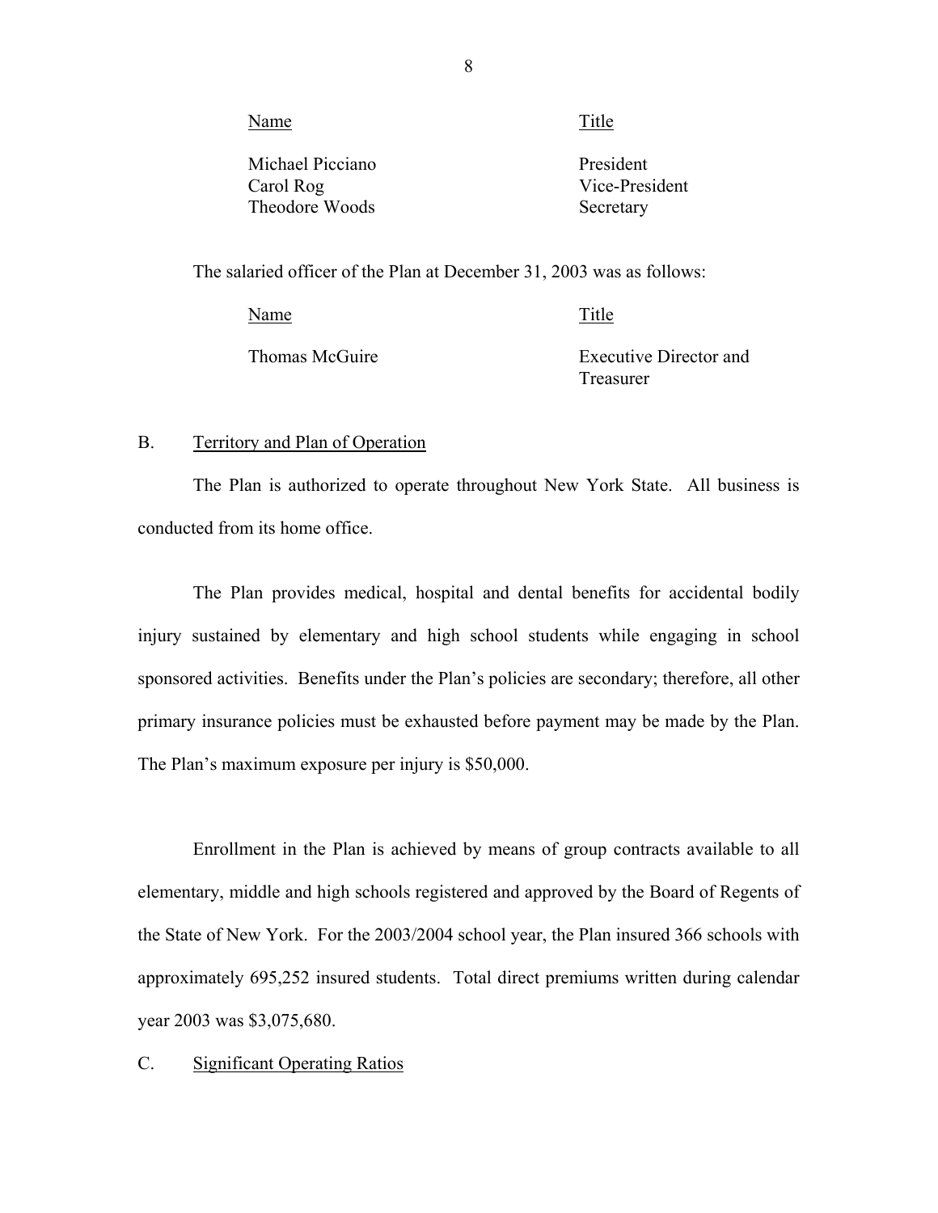| Name | Title |
|---|---|
| Michael Picciano | President |
| Carol Rog | Vice-President |
| Theodore Woods | Secretary |

The salaried officer of the Plan at December 31, 2003 was as follows:

| Name | Title |
|---|---|
| Thomas McGuire | Executive Director and Treasurer |

## B. Territory and Plan of Operation

The Plan is authorized to operate throughout New York State. All business is conducted from its home office.

The Plan provides medical, hospital and dental benefits for accidental bodily injury sustained by elementary and high school students while engaging in school sponsored activities. Benefits under the Plan's policies are secondary; therefore, all other primary insurance policies must be exhausted before payment may be made by the Plan. The Plan's maximum exposure per injury is $50,000.

Enrollment in the Plan is achieved by means of group contracts available to all elementary, middle and high schools registered and approved by the Board of Regents of the State of New York. For the 2003/2004 school year, the Plan insured 366 schools with approximately 695,252 insured students. Total direct premiums written during calendar year 2003 was $3,075,680.

## C. Significant Operating Ratios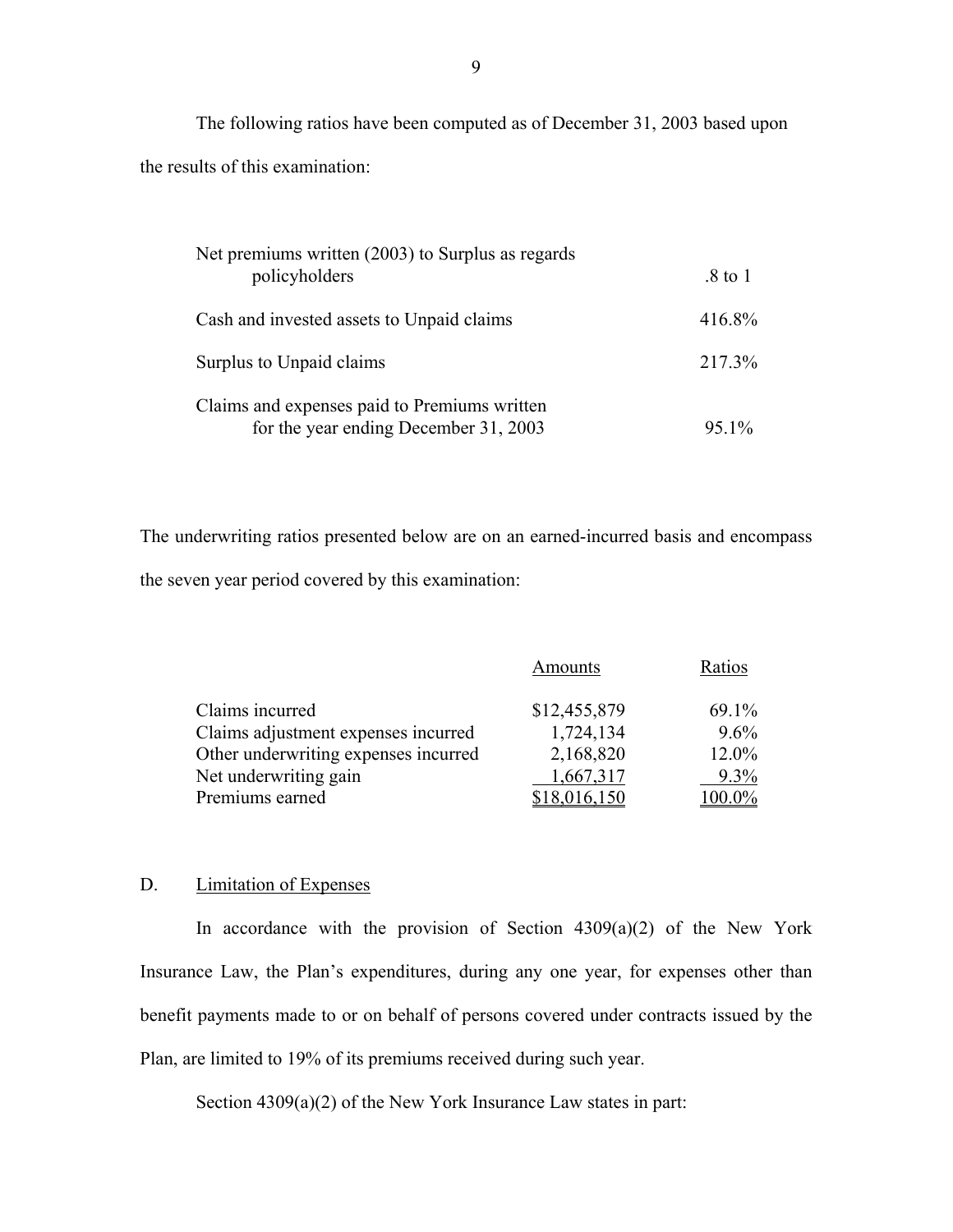The following ratios have been computed as of December 31, 2003 based upon the results of this examination:

| | |
|---|---|
| Net premiums written (2003) to Surplus as regards policyholders | .8 to 1 |
| Cash and invested assets to Unpaid claims | 416.8% |
| Surplus to Unpaid claims | 217.3% |
| Claims and expenses paid to Premiums written for the year ending December 31, 2003 | 95.1% |

The underwriting ratios presented below are on an earned-incurred basis and encompass the seven year period covered by this examination:

| | Amounts | Ratios |
|---|---|---|
| Claims incurred | $12,455,879 | 69.1% |
| Claims adjustment expenses incurred | 1,724,134 | 9.6% |
| Other underwriting expenses incurred | 2,168,820 | 12.0% |
| Net underwriting gain | 1,667,317 | 9.3% |
| Premiums earned | $18,016,150 | 100.0% |

## D. Limitation of Expenses

In accordance with the provision of Section 4309(a)(2) of the New York Insurance Law, the Plan's expenditures, during any one year, for expenses other than benefit payments made to or on behalf of persons covered under contracts issued by the Plan, are limited to 19% of its premiums received during such year.

Section 4309(a)(2) of the New York Insurance Law states in part: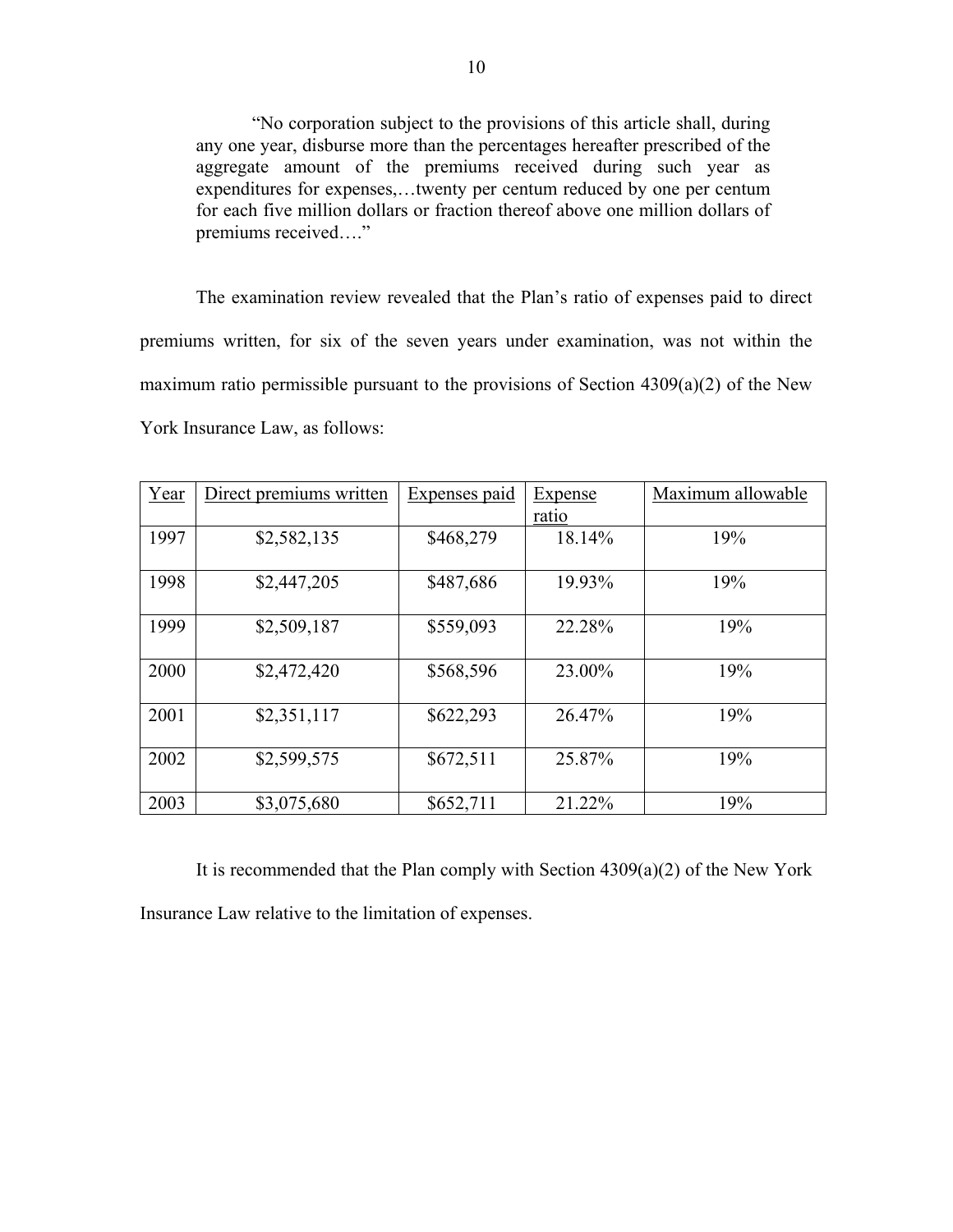> "No corporation subject to the provisions of this article shall, during any one year, disburse more than the percentages hereafter prescribed of the aggregate amount of the premiums received during such year as expenditures for expenses,…twenty per centum reduced by one per centum for each five million dollars or fraction thereof above one million dollars of premiums received…."

The examination review revealed that the Plan's ratio of expenses paid to direct premiums written, for six of the seven years under examination, was not within the maximum ratio permissible pursuant to the provisions of Section 4309(a)(2) of the New York Insurance Law, as follows:

| Year | Direct premiums written | Expenses paid | Expense ratio | Maximum allowable |
|---|---|---|---|---|
| 1997 | $2,582,135 | $468,279 | 18.14% | 19% |
| 1998 | $2,447,205 | $487,686 | 19.93% | 19% |
| 1999 | $2,509,187 | $559,093 | 22.28% | 19% |
| 2000 | $2,472,420 | $568,596 | 23.00% | 19% |
| 2001 | $2,351,117 | $622,293 | 26.47% | 19% |
| 2002 | $2,599,575 | $672,511 | 25.87% | 19% |
| 2003 | $3,075,680 | $652,711 | 21.22% | 19% |

It is recommended that the Plan comply with Section 4309(a)(2) of the New York Insurance Law relative to the limitation of expenses.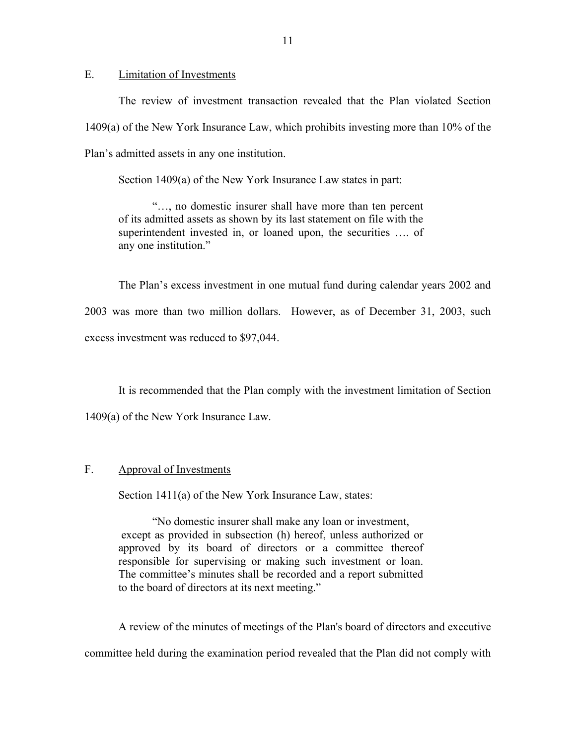## E. Limitation of Investments

The review of investment transaction revealed that the Plan violated Section 1409(a) of the New York Insurance Law, which prohibits investing more than 10% of the Plan's admitted assets in any one institution.

Section 1409(a) of the New York Insurance Law states in part:

> "…, no domestic insurer shall have more than ten percent of its admitted assets as shown by its last statement on file with the superintendent invested in, or loaned upon, the securities …. of any one institution."

The Plan's excess investment in one mutual fund during calendar years 2002 and 2003 was more than two million dollars. However, as of December 31, 2003, such excess investment was reduced to $97,044.

It is recommended that the Plan comply with the investment limitation of Section 1409(a) of the New York Insurance Law.

## F. Approval of Investments

Section 1411(a) of the New York Insurance Law, states:

> "No domestic insurer shall make any loan or investment, except as provided in subsection (h) hereof, unless authorized or approved by its board of directors or a committee thereof responsible for supervising or making such investment or loan. The committee's minutes shall be recorded and a report submitted to the board of directors at its next meeting."

A review of the minutes of meetings of the Plan's board of directors and executive committee held during the examination period revealed that the Plan did not comply with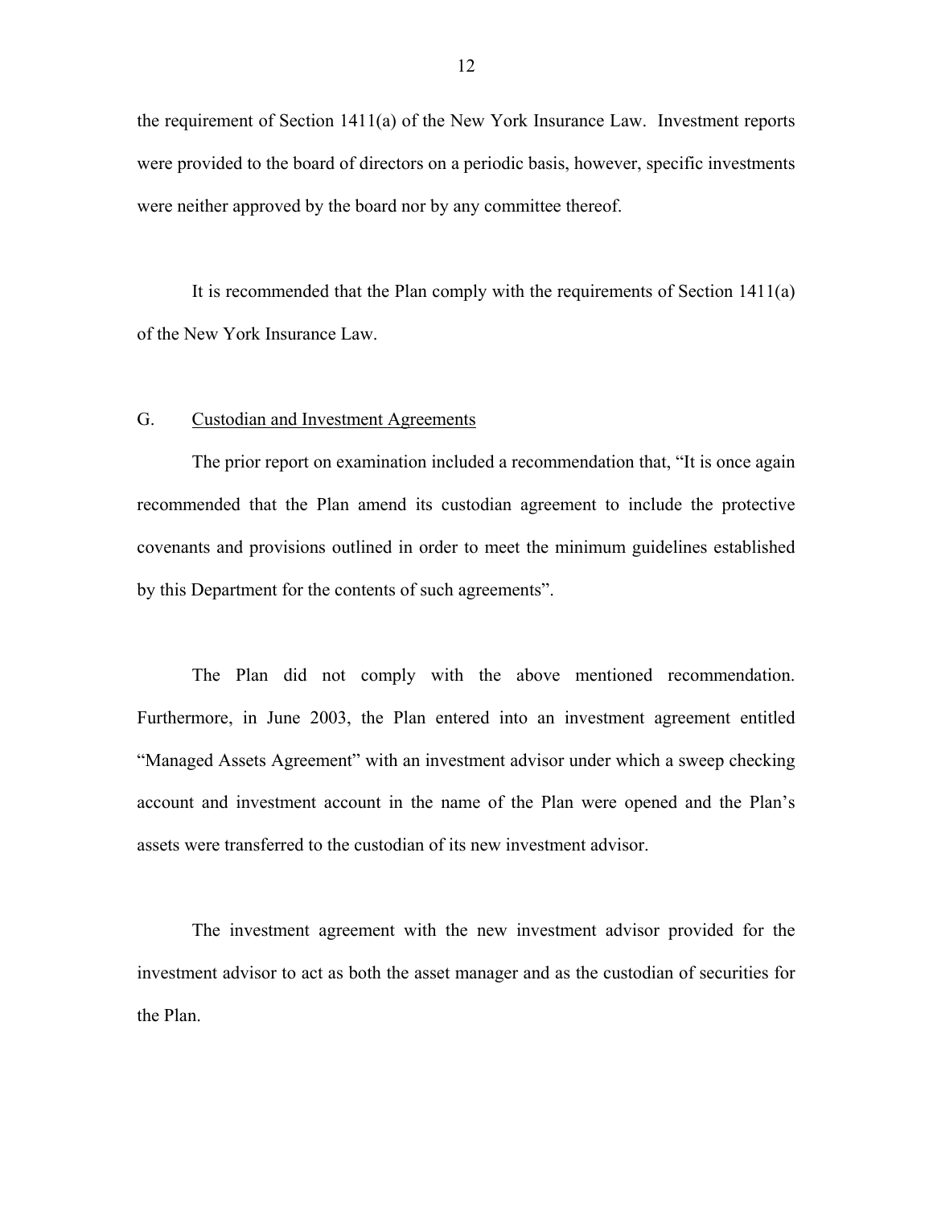the requirement of Section 1411(a) of the New York Insurance Law. Investment reports were provided to the board of directors on a periodic basis, however, specific investments were neither approved by the board nor by any committee thereof.

It is recommended that the Plan comply with the requirements of Section 1411(a) of the New York Insurance Law.

## G. Custodian and Investment Agreements

The prior report on examination included a recommendation that, "It is once again recommended that the Plan amend its custodian agreement to include the protective covenants and provisions outlined in order to meet the minimum guidelines established by this Department for the contents of such agreements".

The Plan did not comply with the above mentioned recommendation. Furthermore, in June 2003, the Plan entered into an investment agreement entitled "Managed Assets Agreement" with an investment advisor under which a sweep checking account and investment account in the name of the Plan were opened and the Plan's assets were transferred to the custodian of its new investment advisor.

The investment agreement with the new investment advisor provided for the investment advisor to act as both the asset manager and as the custodian of securities for the Plan.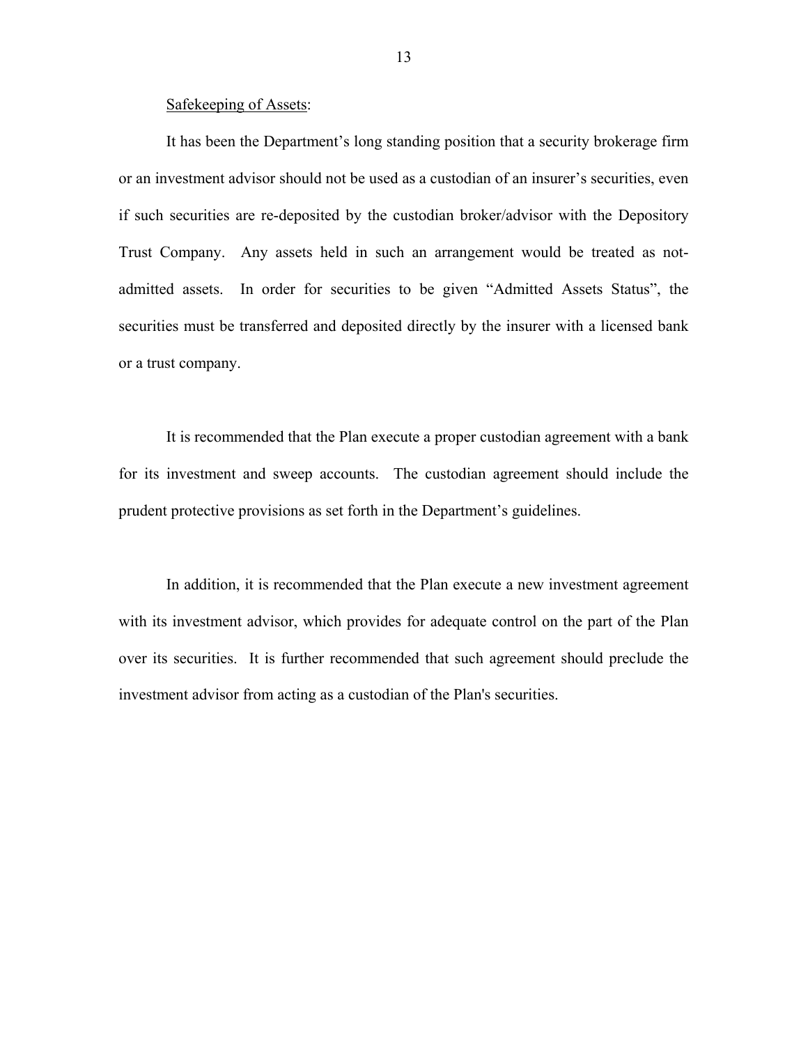Safekeeping of Assets:

It has been the Department's long standing position that a security brokerage firm or an investment advisor should not be used as a custodian of an insurer's securities, even if such securities are re-deposited by the custodian broker/advisor with the Depository Trust Company. Any assets held in such an arrangement would be treated as not-admitted assets. In order for securities to be given "Admitted Assets Status", the securities must be transferred and deposited directly by the insurer with a licensed bank or a trust company.

It is recommended that the Plan execute a proper custodian agreement with a bank for its investment and sweep accounts. The custodian agreement should include the prudent protective provisions as set forth in the Department's guidelines.

In addition, it is recommended that the Plan execute a new investment agreement with its investment advisor, which provides for adequate control on the part of the Plan over its securities. It is further recommended that such agreement should preclude the investment advisor from acting as a custodian of the Plan's securities.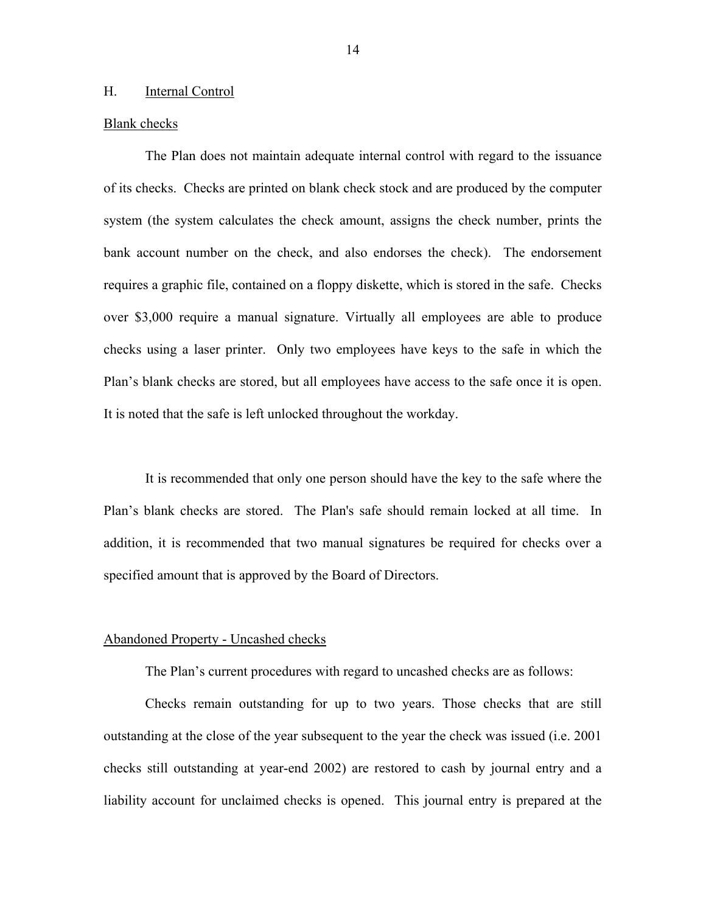## H. Internal Control

### Blank checks

The Plan does not maintain adequate internal control with regard to the issuance of its checks. Checks are printed on blank check stock and are produced by the computer system (the system calculates the check amount, assigns the check number, prints the bank account number on the check, and also endorses the check). The endorsement requires a graphic file, contained on a floppy diskette, which is stored in the safe. Checks over $3,000 require a manual signature. Virtually all employees are able to produce checks using a laser printer. Only two employees have keys to the safe in which the Plan's blank checks are stored, but all employees have access to the safe once it is open. It is noted that the safe is left unlocked throughout the workday.

It is recommended that only one person should have the key to the safe where the Plan's blank checks are stored. The Plan's safe should remain locked at all time. In addition, it is recommended that two manual signatures be required for checks over a specified amount that is approved by the Board of Directors.

### Abandoned Property - Uncashed checks

The Plan's current procedures with regard to uncashed checks are as follows:

Checks remain outstanding for up to two years. Those checks that are still outstanding at the close of the year subsequent to the year the check was issued (i.e. 2001 checks still outstanding at year-end 2002) are restored to cash by journal entry and a liability account for unclaimed checks is opened. This journal entry is prepared at the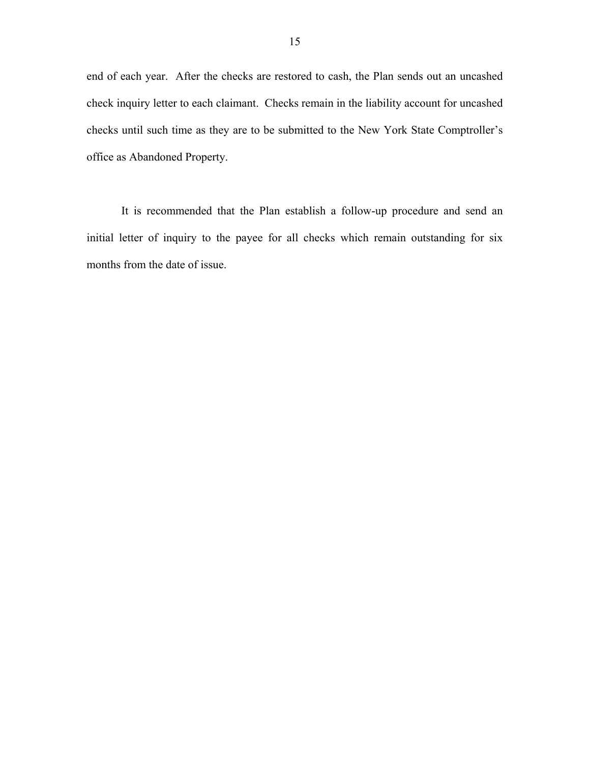end of each year. After the checks are restored to cash, the Plan sends out an uncashed check inquiry letter to each claimant. Checks remain in the liability account for uncashed checks until such time as they are to be submitted to the New York State Comptroller's office as Abandoned Property.

It is recommended that the Plan establish a follow-up procedure and send an initial letter of inquiry to the payee for all checks which remain outstanding for six months from the date of issue.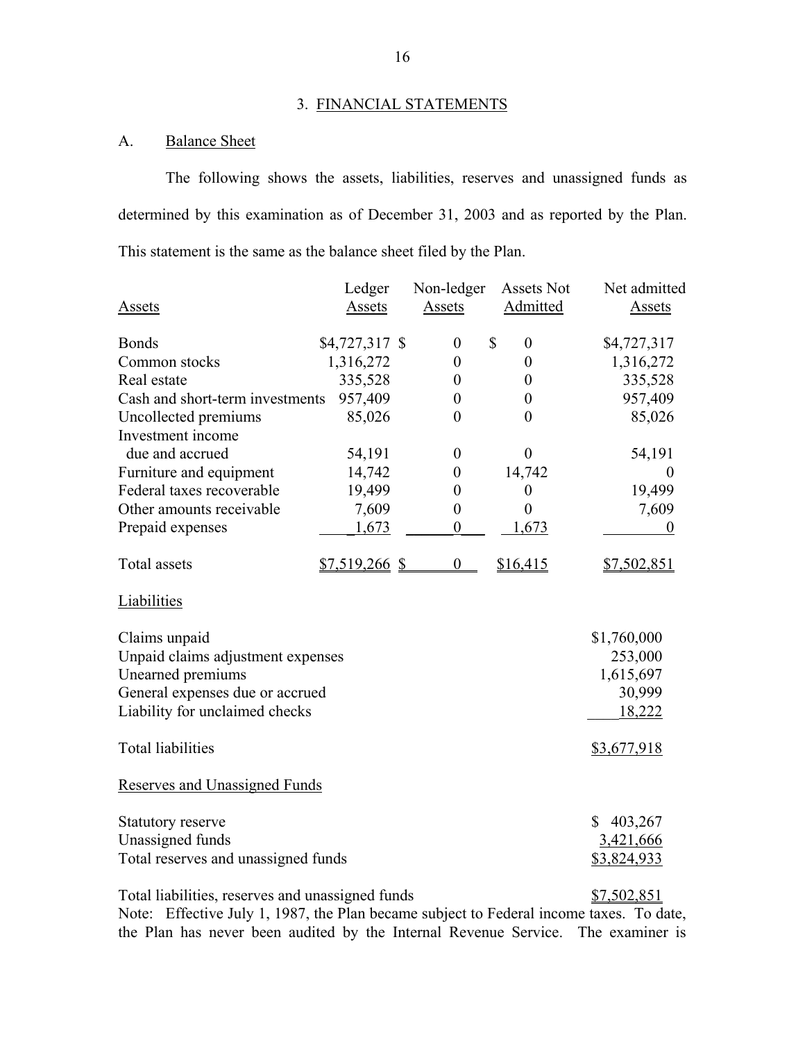## 3. FINANCIAL STATEMENTS

### A. Balance Sheet

The following shows the assets, liabilities, reserves and unassigned funds as determined by this examination as of December 31, 2003 and as reported by the Plan. This statement is the same as the balance sheet filed by the Plan.

| Assets | Ledger Assets | Non-ledger Assets | Assets Not Admitted | Net admitted Assets |
|---|---|---|---|---|
| Bonds | $4,727,317 | $ 0 | $ 0 | $4,727,317 |
| Common stocks | 1,316,272 | 0 | 0 | 1,316,272 |
| Real estate | 335,528 | 0 | 0 | 335,528 |
| Cash and short-term investments | 957,409 | 0 | 0 | 957,409 |
| Uncollected premiums | 85,026 | 0 | 0 | 85,026 |
| Investment income due and accrued | 54,191 | 0 | 0 | 54,191 |
| Furniture and equipment | 14,742 | 0 | 14,742 | 0 |
| Federal taxes recoverable | 19,499 | 0 | 0 | 19,499 |
| Other amounts receivable | 7,609 | 0 | 0 | 7,609 |
| Prepaid expenses | 1,673 | 0 | 1,673 | 0 |
| Total assets | $7,519,266 | $ 0 | $16,415 | $7,502,851 |

| Liabilities | |
|---|---|
| Claims unpaid | $1,760,000 |
| Unpaid claims adjustment expenses | 253,000 |
| Unearned premiums | 1,615,697 |
| General expenses due or accrued | 30,999 |
| Liability for unclaimed checks | 18,222 |
| Total liabilities | $3,677,918 |

| Reserves and Unassigned Funds | |
|---|---|
| Statutory reserve | $ 403,267 |
| Unassigned funds | 3,421,666 |
| Total reserves and unassigned funds | $3,824,933 |
| Total liabilities, reserves and unassigned funds | $7,502,851 |

Note: Effective July 1, 1987, the Plan became subject to Federal income taxes. To date, the Plan has never been audited by the Internal Revenue Service. The examiner is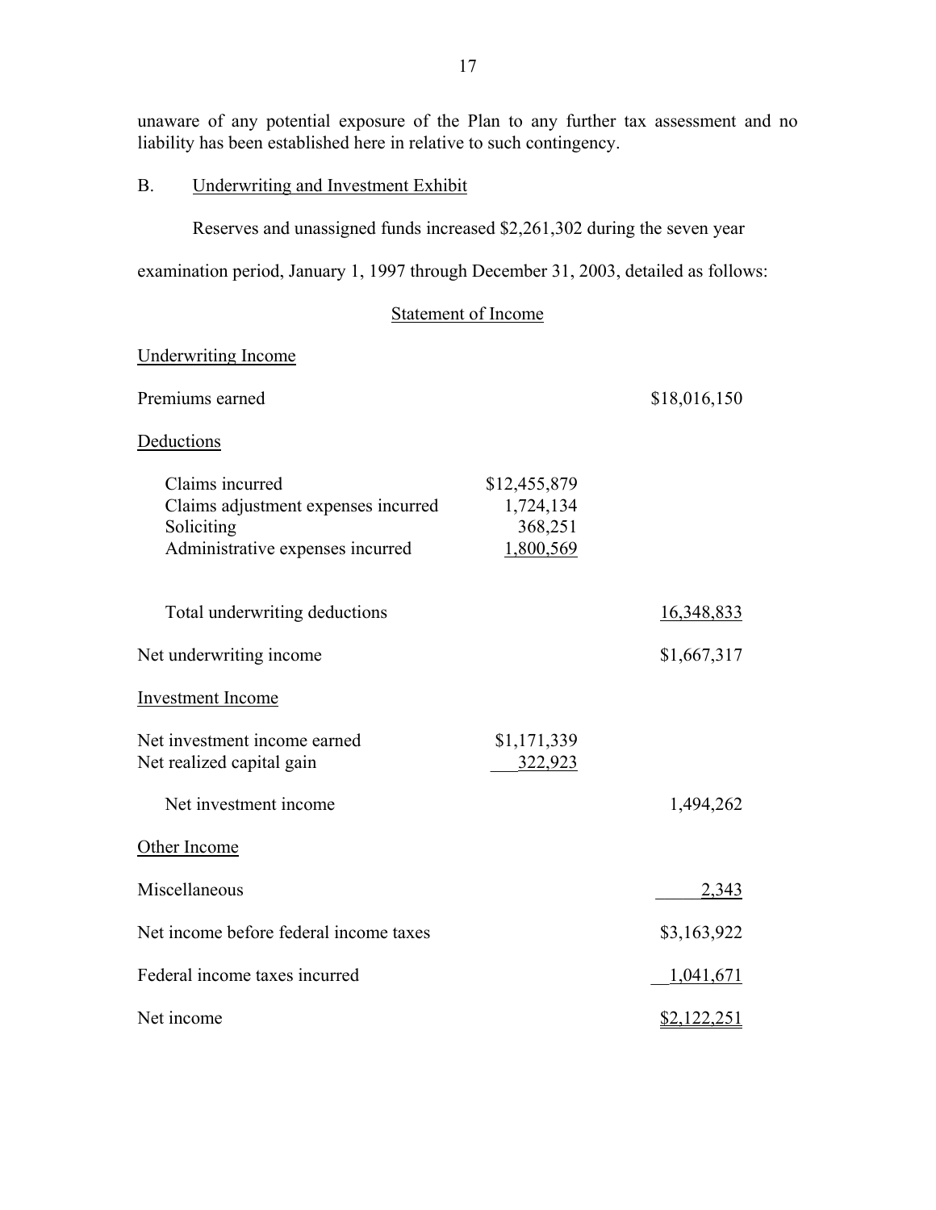unaware of any potential exposure of the Plan to any further tax assessment and no liability has been established here in relative to such contingency.

B. Underwriting and Investment Exhibit

Reserves and unassigned funds increased $2,261,302 during the seven year examination period, January 1, 1997 through December 31, 2003, detailed as follows:

Statement of Income

| | | |
|---|---|---|
| Underwriting Income | | |
| Premiums earned | | $18,016,150 |
| Deductions | | |
| Claims incurred | $12,455,879 | |
| Claims adjustment expenses incurred | 1,724,134 | |
| Soliciting | 368,251 | |
| Administrative expenses incurred | 1,800,569 | |
| Total underwriting deductions | | 16,348,833 |
| Net underwriting income | | $1,667,317 |
| Investment Income | | |
| Net investment income earned | $1,171,339 | |
| Net realized capital gain | 322,923 | |
| Net investment income | | 1,494,262 |
| Other Income | | |
| Miscellaneous | | 2,343 |
| Net income before federal income taxes | | $3,163,922 |
| Federal income taxes incurred | | 1,041,671 |
| Net income | | $2,122,251 |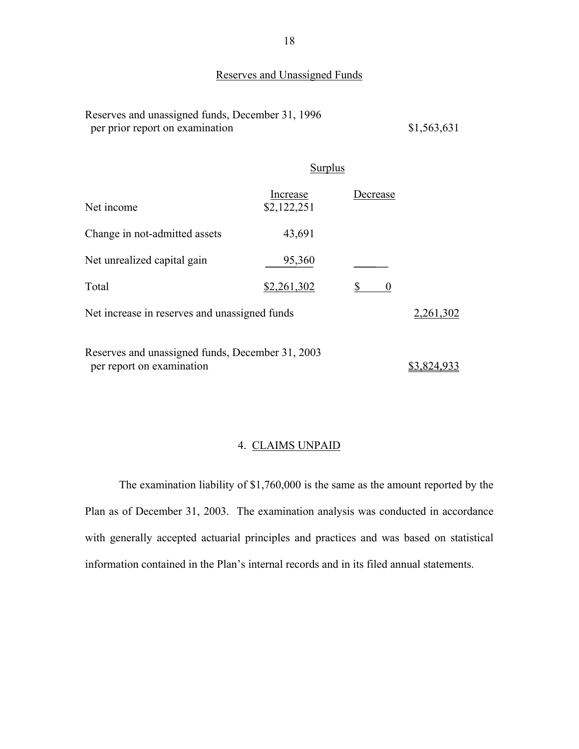## Reserves and Unassigned Funds

| | | | |
|---|---|---|---|
| Reserves and unassigned funds, December 31, 1996 per prior report on examination | | | $1,563,631 |
| | Surplus | | |
| | Increase | Decrease | |
| Net income | $2,122,251 | | |
| Change in not-admitted assets | 43,691 | | |
| Net unrealized capital gain | 95,360 | | |
| Total | $2,261,302 | $ 0 | |
| Net increase in reserves and unassigned funds | | | 2,261,302 |
| Reserves and unassigned funds, December 31, 2003 per report on examination | | | $3,824,933 |

## 4. CLAIMS UNPAID

The examination liability of $1,760,000 is the same as the amount reported by the Plan as of December 31, 2003. The examination analysis was conducted in accordance with generally accepted actuarial principles and practices and was based on statistical information contained in the Plan's internal records and in its filed annual statements.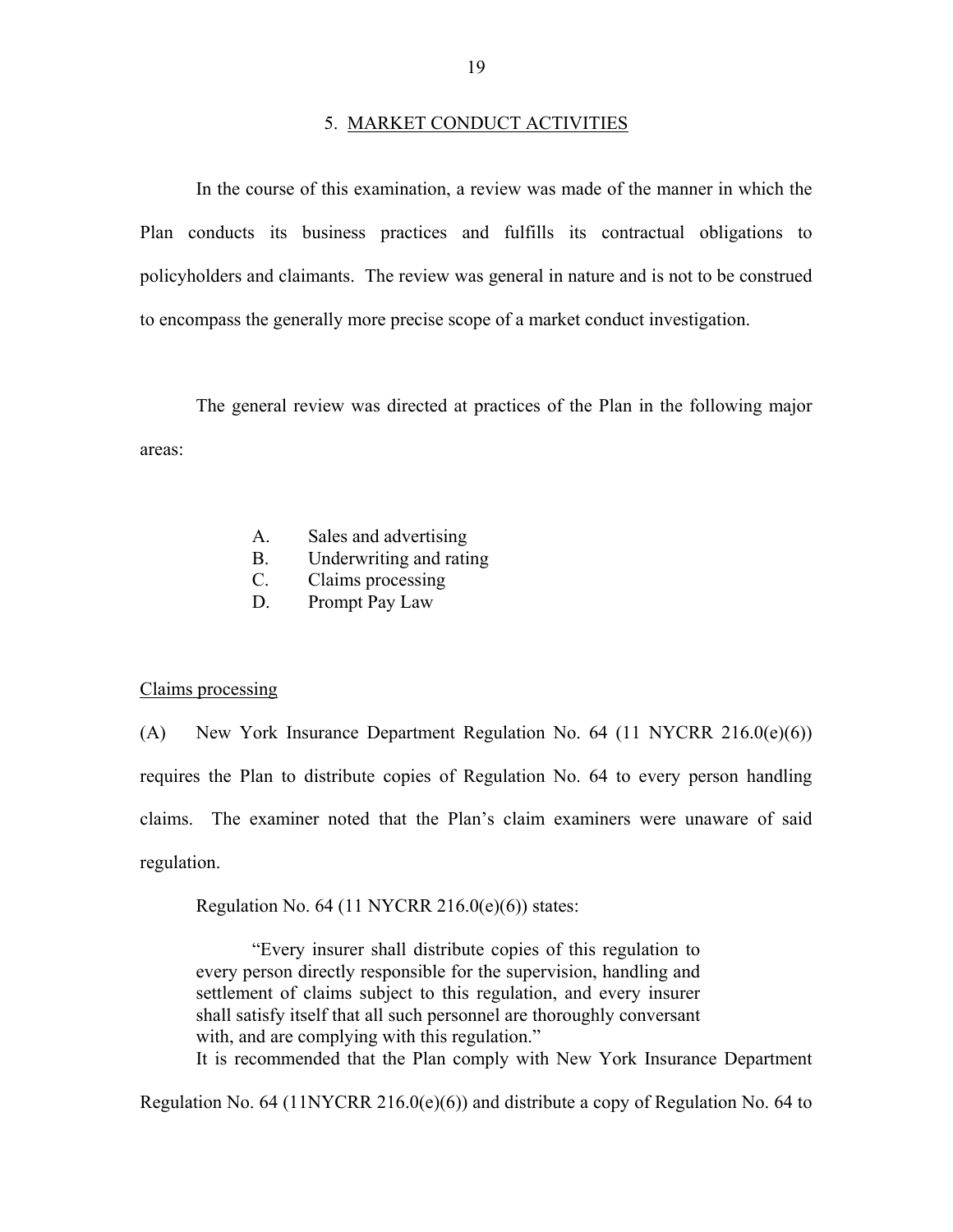## 5. MARKET CONDUCT ACTIVITIES

In the course of this examination, a review was made of the manner in which the Plan conducts its business practices and fulfills its contractual obligations to policyholders and claimants. The review was general in nature and is not to be construed to encompass the generally more precise scope of a market conduct investigation.

The general review was directed at practices of the Plan in the following major areas:

A. Sales and advertising
B. Underwriting and rating
C. Claims processing
D. Prompt Pay Law

Claims processing

(A) New York Insurance Department Regulation No. 64 (11 NYCRR 216.0(e)(6)) requires the Plan to distribute copies of Regulation No. 64 to every person handling claims. The examiner noted that the Plan's claim examiners were unaware of said regulation.

Regulation No. 64 (11 NYCRR 216.0(e)(6)) states:

> "Every insurer shall distribute copies of this regulation to every person directly responsible for the supervision, handling and settlement of claims subject to this regulation, and every insurer shall satisfy itself that all such personnel are thoroughly conversant with, and are complying with this regulation."

It is recommended that the Plan comply with New York Insurance Department Regulation No. 64 (11NYCRR 216.0(e)(6)) and distribute a copy of Regulation No. 64 to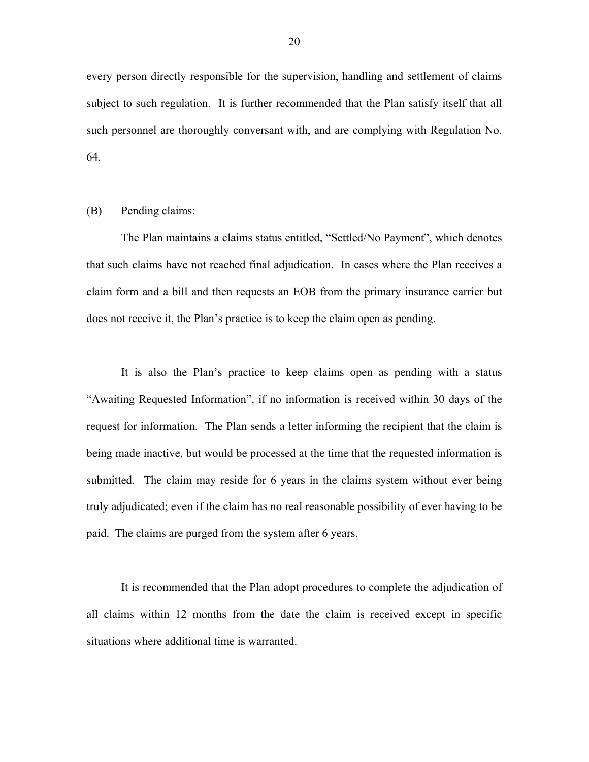every person directly responsible for the supervision, handling and settlement of claims subject to such regulation. It is further recommended that the Plan satisfy itself that all such personnel are thoroughly conversant with, and are complying with Regulation No. 64.

(B) Pending claims:

The Plan maintains a claims status entitled, "Settled/No Payment", which denotes that such claims have not reached final adjudication. In cases where the Plan receives a claim form and a bill and then requests an EOB from the primary insurance carrier but does not receive it, the Plan's practice is to keep the claim open as pending.

It is also the Plan's practice to keep claims open as pending with a status "Awaiting Requested Information", if no information is received within 30 days of the request for information. The Plan sends a letter informing the recipient that the claim is being made inactive, but would be processed at the time that the requested information is submitted. The claim may reside for 6 years in the claims system without ever being truly adjudicated; even if the claim has no real reasonable possibility of ever having to be paid. The claims are purged from the system after 6 years.

It is recommended that the Plan adopt procedures to complete the adjudication of all claims within 12 months from the date the claim is received except in specific situations where additional time is warranted.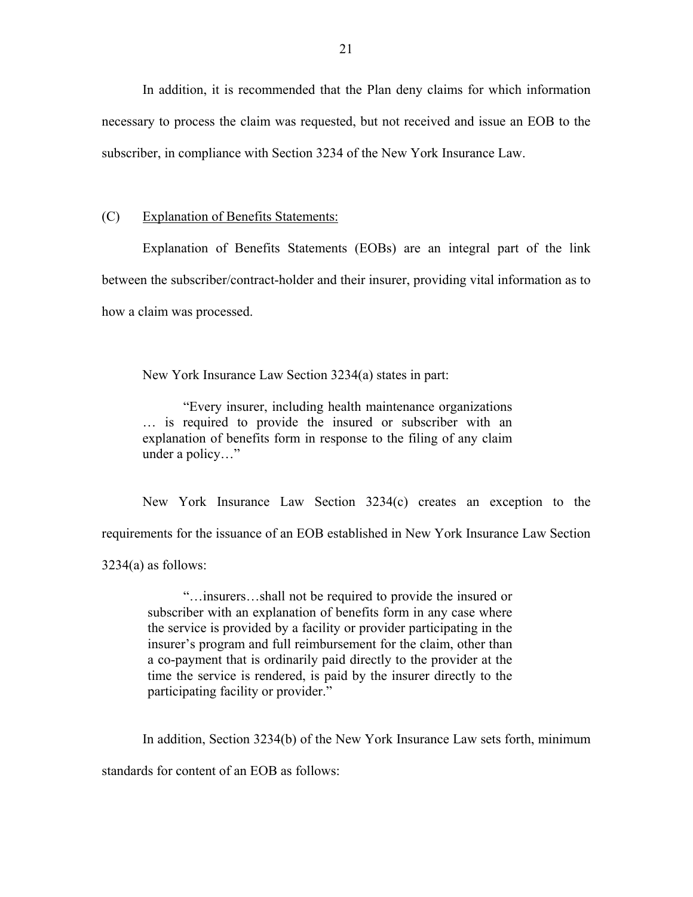In addition, it is recommended that the Plan deny claims for which information necessary to process the claim was requested, but not received and issue an EOB to the subscriber, in compliance with Section 3234 of the New York Insurance Law.

## (C) Explanation of Benefits Statements:

Explanation of Benefits Statements (EOBs) are an integral part of the link between the subscriber/contract-holder and their insurer, providing vital information as to how a claim was processed.

New York Insurance Law Section 3234(a) states in part:

> "Every insurer, including health maintenance organizations … is required to provide the insured or subscriber with an explanation of benefits form in response to the filing of any claim under a policy…"

New York Insurance Law Section 3234(c) creates an exception to the requirements for the issuance of an EOB established in New York Insurance Law Section 3234(a) as follows:

> "…insurers…shall not be required to provide the insured or subscriber with an explanation of benefits form in any case where the service is provided by a facility or provider participating in the insurer's program and full reimbursement for the claim, other than a co-payment that is ordinarily paid directly to the provider at the time the service is rendered, is paid by the insurer directly to the participating facility or provider."

In addition, Section 3234(b) of the New York Insurance Law sets forth, minimum standards for content of an EOB as follows: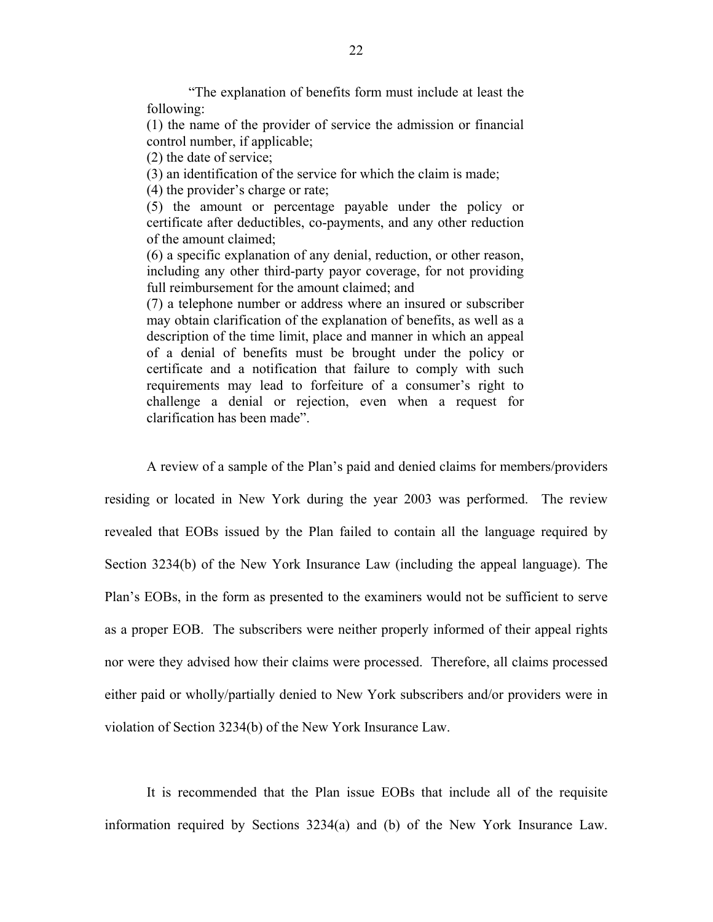> "The explanation of benefits form must include at least the following:
>
> (1) the name of the provider of service the admission or financial control number, if applicable;
>
> (2) the date of service;
>
> (3) an identification of the service for which the claim is made;
>
> (4) the provider's charge or rate;
>
> (5) the amount or percentage payable under the policy or certificate after deductibles, co-payments, and any other reduction of the amount claimed;
>
> (6) a specific explanation of any denial, reduction, or other reason, including any other third-party payor coverage, for not providing full reimbursement for the amount claimed; and
>
> (7) a telephone number or address where an insured or subscriber may obtain clarification of the explanation of benefits, as well as a description of the time limit, place and manner in which an appeal of a denial of benefits must be brought under the policy or certificate and a notification that failure to comply with such requirements may lead to forfeiture of a consumer's right to challenge a denial or rejection, even when a request for clarification has been made".

A review of a sample of the Plan's paid and denied claims for members/providers residing or located in New York during the year 2003 was performed. The review revealed that EOBs issued by the Plan failed to contain all the language required by Section 3234(b) of the New York Insurance Law (including the appeal language). The Plan's EOBs, in the form as presented to the examiners would not be sufficient to serve as a proper EOB. The subscribers were neither properly informed of their appeal rights nor were they advised how their claims were processed. Therefore, all claims processed either paid or wholly/partially denied to New York subscribers and/or providers were in violation of Section 3234(b) of the New York Insurance Law.

It is recommended that the Plan issue EOBs that include all of the requisite information required by Sections 3234(a) and (b) of the New York Insurance Law.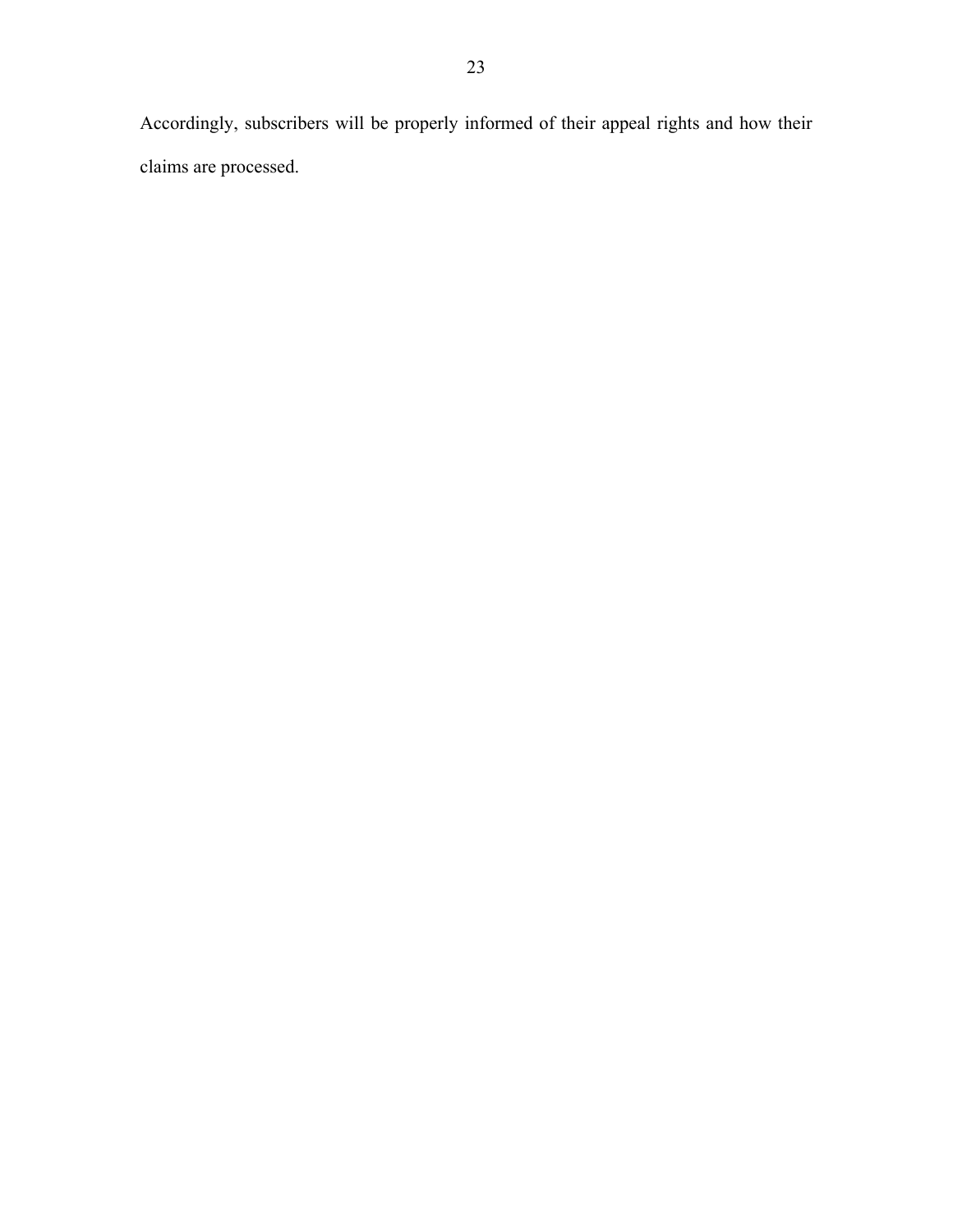Accordingly, subscribers will be properly informed of their appeal rights and how their claims are processed.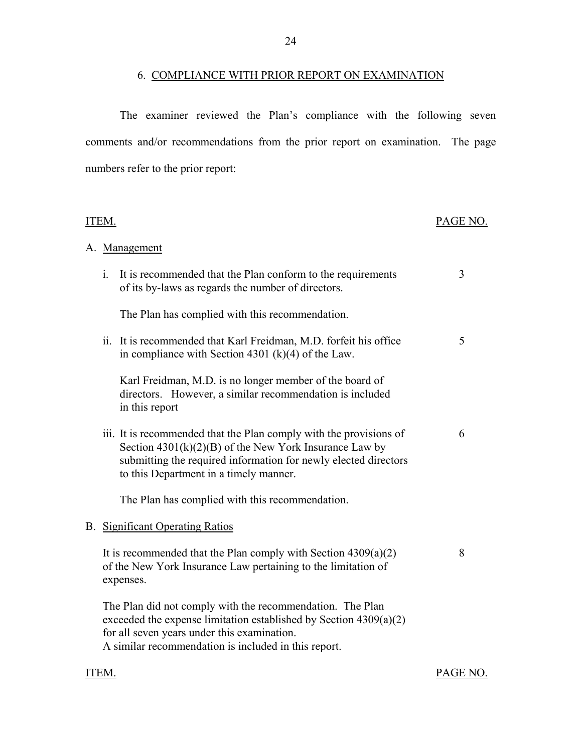## 6. COMPLIANCE WITH PRIOR REPORT ON EXAMINATION

The examiner reviewed the Plan's compliance with the following seven comments and/or recommendations from the prior report on examination. The page numbers refer to the prior report:

| ITEM. | PAGE NO. |
|---|---|
| A. Management | |
| i. It is recommended that the Plan conform to the requirements of its by-laws as regards the number of directors. | 3 |
| The Plan has complied with this recommendation. | |
| ii. It is recommended that Karl Freidman, M.D. forfeit his office in compliance with Section 4301 (k)(4) of the Law. | 5 |
| Karl Freidman, M.D. is no longer member of the board of directors. However, a similar recommendation is included in this report | |
| iii. It is recommended that the Plan comply with the provisions of Section 4301(k)(2)(B) of the New York Insurance Law by submitting the required information for newly elected directors to this Department in a timely manner. | 6 |
| The Plan has complied with this recommendation. | |
| B. Significant Operating Ratios | |
| It is recommended that the Plan comply with Section 4309(a)(2) of the New York Insurance Law pertaining to the limitation of expenses. | 8 |
| The Plan did not comply with the recommendation. The Plan exceeded the expense limitation established by Section 4309(a)(2) for all seven years under this examination. A similar recommendation is included in this report. | |

| ITEM. | PAGE NO. |
|---|---|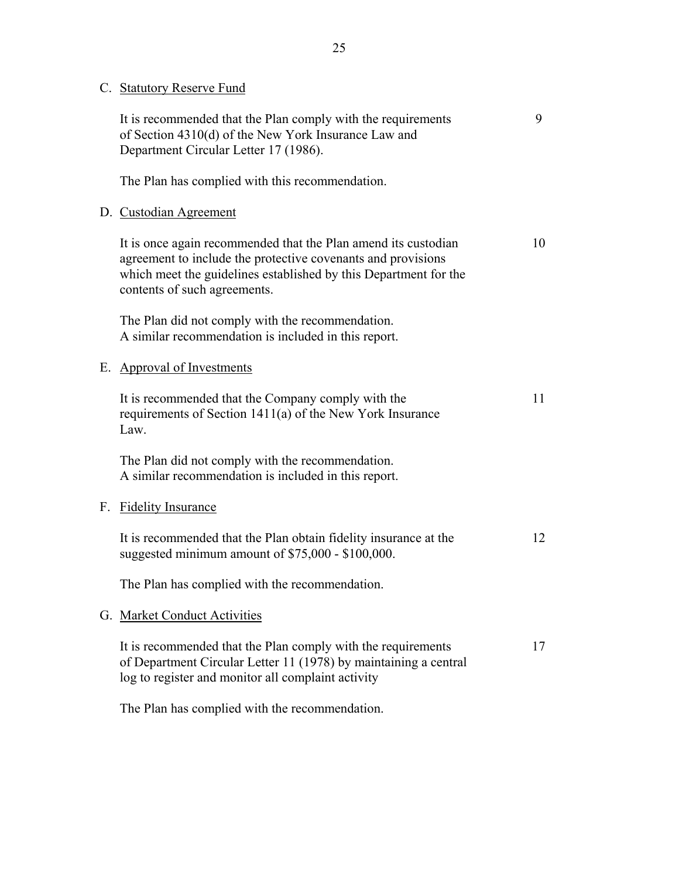C. Statutory Reserve Fund

It is recommended that the Plan comply with the requirements of Section 4310(d) of the New York Insurance Law and Department Circular Letter 17 (1986). 9

The Plan has complied with this recommendation.

D. Custodian Agreement

It is once again recommended that the Plan amend its custodian agreement to include the protective covenants and provisions which meet the guidelines established by this Department for the contents of such agreements. 10

The Plan did not comply with the recommendation.
A similar recommendation is included in this report.

E. Approval of Investments

It is recommended that the Company comply with the requirements of Section 1411(a) of the New York Insurance Law. 11

The Plan did not comply with the recommendation.
A similar recommendation is included in this report.

F. Fidelity Insurance

It is recommended that the Plan obtain fidelity insurance at the suggested minimum amount of $75,000 - $100,000. 12

The Plan has complied with the recommendation.

G. Market Conduct Activities

It is recommended that the Plan comply with the requirements of Department Circular Letter 11 (1978) by maintaining a central log to register and monitor all complaint activity 17

The Plan has complied with the recommendation.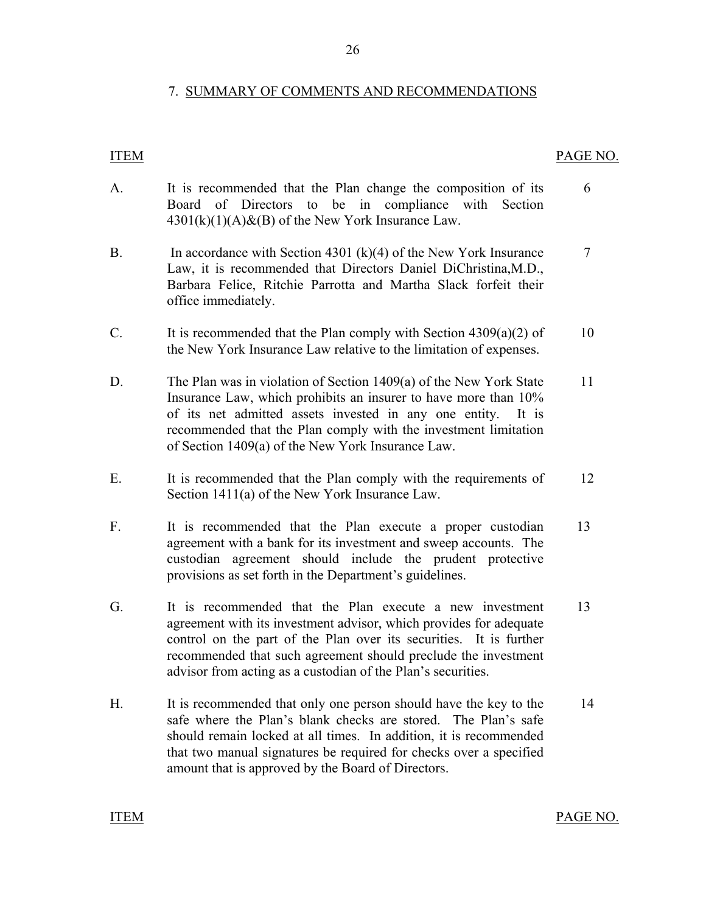## 7. SUMMARY OF COMMENTS AND RECOMMENDATIONS

| ITEM | | PAGE NO. |
|---|---|---|
| A. | It is recommended that the Plan change the composition of its Board of Directors to be in compliance with Section 4301(k)(1)(A)&(B) of the New York Insurance Law. | 6 |
| B. | In accordance with Section 4301 (k)(4) of the New York Insurance Law, it is recommended that Directors Daniel DiChristina,M.D., Barbara Felice, Ritchie Parrotta and Martha Slack forfeit their office immediately. | 7 |
| C. | It is recommended that the Plan comply with Section 4309(a)(2) of the New York Insurance Law relative to the limitation of expenses. | 10 |
| D. | The Plan was in violation of Section 1409(a) of the New York State Insurance Law, which prohibits an insurer to have more than 10% of its net admitted assets invested in any one entity. It is recommended that the Plan comply with the investment limitation of Section 1409(a) of the New York Insurance Law. | 11 |
| E. | It is recommended that the Plan comply with the requirements of Section 1411(a) of the New York Insurance Law. | 12 |
| F. | It is recommended that the Plan execute a proper custodian agreement with a bank for its investment and sweep accounts. The custodian agreement should include the prudent protective provisions as set forth in the Department's guidelines. | 13 |
| G. | It is recommended that the Plan execute a new investment agreement with its investment advisor, which provides for adequate control on the part of the Plan over its securities. It is further recommended that such agreement should preclude the investment advisor from acting as a custodian of the Plan's securities. | 13 |
| H. | It is recommended that only one person should have the key to the safe where the Plan's blank checks are stored. The Plan's safe should remain locked at all times. In addition, it is recommended that two manual signatures be required for checks over a specified amount that is approved by the Board of Directors. | 14 |

| ITEM | | PAGE NO. |
|---|---|---|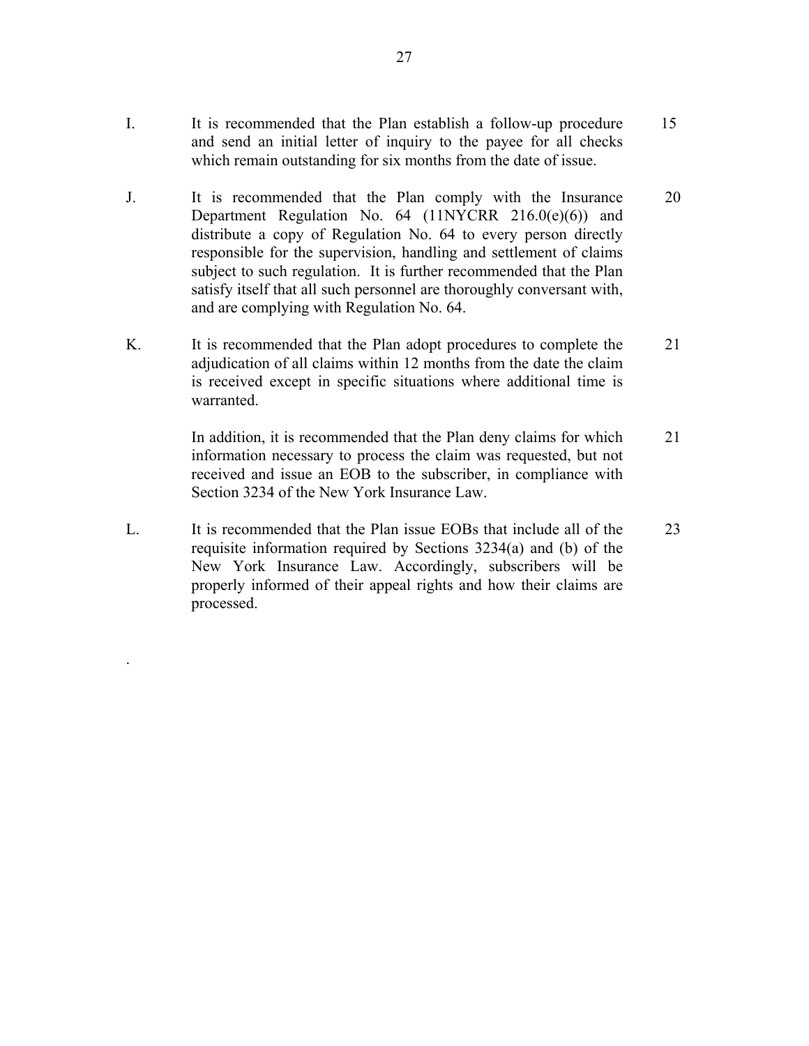| | | |
|---|---|---|
| I. | It is recommended that the Plan establish a follow-up procedure and send an initial letter of inquiry to the payee for all checks which remain outstanding for six months from the date of issue. | 15 |
| J. | It is recommended that the Plan comply with the Insurance Department Regulation No. 64 (11NYCRR 216.0(e)(6)) and distribute a copy of Regulation No. 64 to every person directly responsible for the supervision, handling and settlement of claims subject to such regulation. It is further recommended that the Plan satisfy itself that all such personnel are thoroughly conversant with, and are complying with Regulation No. 64. | 20 |
| K. | It is recommended that the Plan adopt procedures to complete the adjudication of all claims within 12 months from the date the claim is received except in specific situations where additional time is warranted. | 21 |
| | In addition, it is recommended that the Plan deny claims for which information necessary to process the claim was requested, but not received and issue an EOB to the subscriber, in compliance with Section 3234 of the New York Insurance Law. | 21 |
| L. | It is recommended that the Plan issue EOBs that include all of the requisite information required by Sections 3234(a) and (b) of the New York Insurance Law. Accordingly, subscribers will be properly informed of their appeal rights and how their claims are processed. | 23 |

.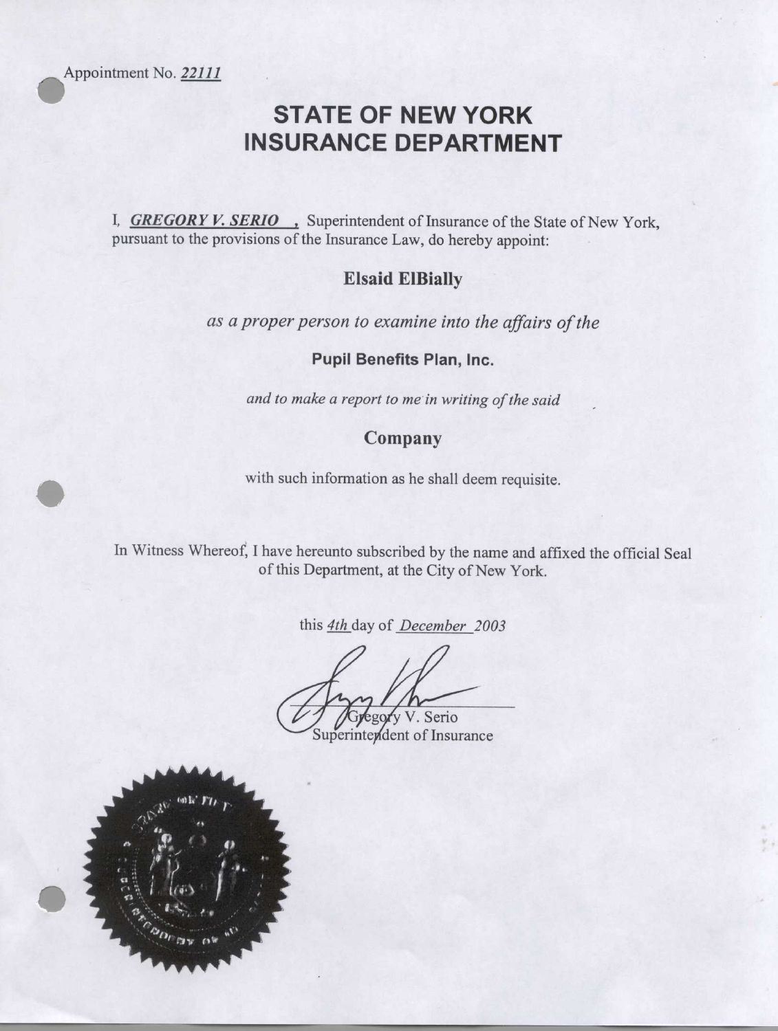Appointment No. *22111*

# STATE OF NEW YORK
# INSURANCE DEPARTMENT

I, ***GREGORY V. SERIO*** , Superintendent of Insurance of the State of New York, pursuant to the provisions of the Insurance Law, do hereby appoint:

**Elsaid ElBially**

*as a proper person to examine into the affairs of the*

**Pupil Benefits Plan, Inc.**

*and to make a report to me in writing of the said*

**Company**

with such information as he shall deem requisite.

In Witness Whereof, I have hereunto subscribed by the name and affixed the official Seal of this Department, at the City of New York.

this *4th* day of *December 2003*

Gregory V. Serio
Superintendent of Insurance